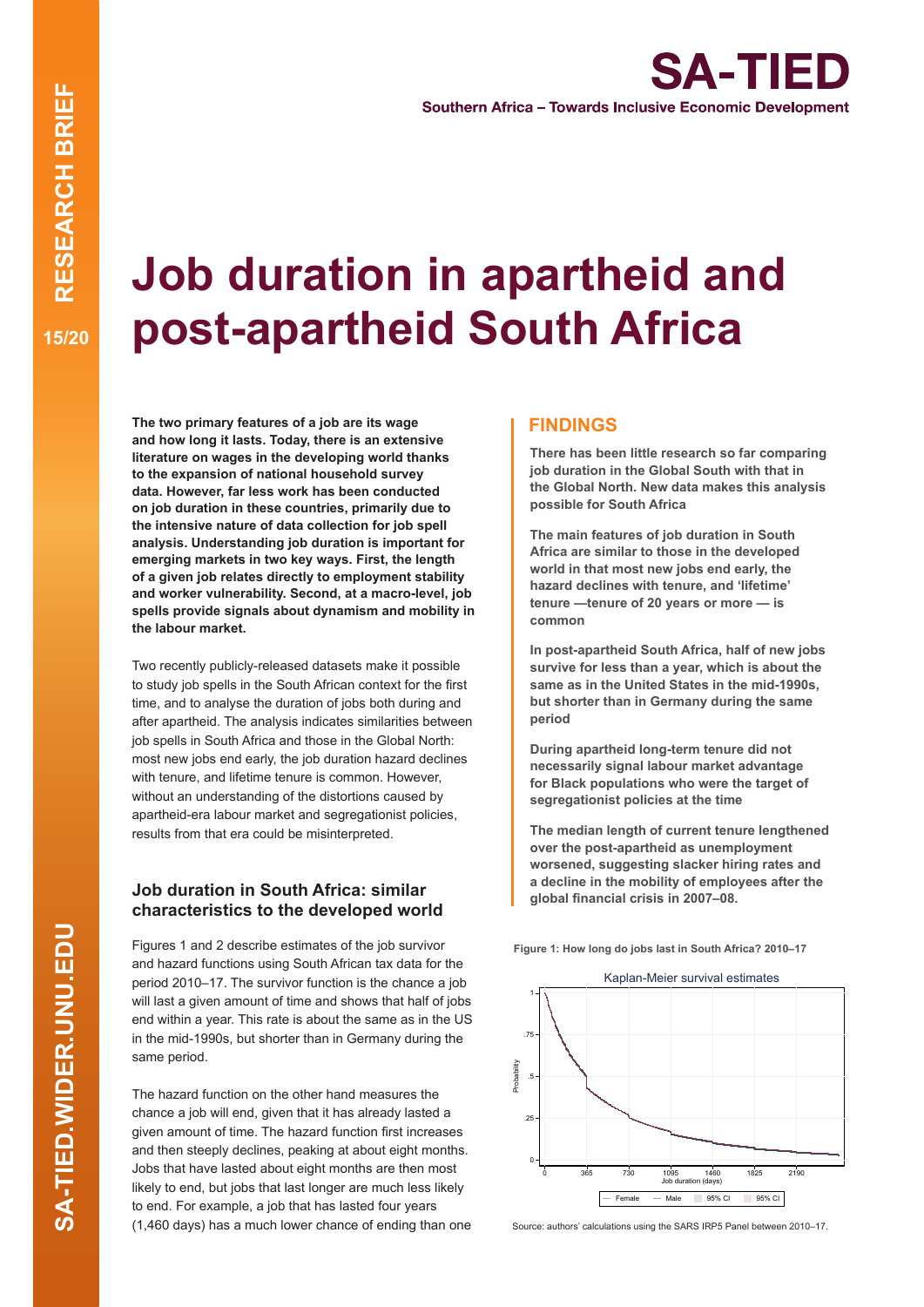# Job duration in apartheid and post-apartheid South Africa

**The two primary features of a job are its wage and how long it lasts. Today, there is an extensive literature on wages in the developing world thanks to the expansion of national household survey data. However, far less work has been conducted on job duration in these countries, primarily due to the intensive nature of data collection for job spell analysis. Understanding job duration is important for emerging markets in two key ways. First, the length of a given job relates directly to employment stability and worker vulnerability. Second, at a macro-level, job spells provide signals about dynamism and mobility in the labour market.**

Two recently publicly-released datasets make it possible to study job spells in the South African context for the first time, and to analyse the duration of jobs both during and after apartheid. The analysis indicates similarities between job spells in South Africa and those in the Global North: most new jobs end early, the job duration hazard declines with tenure, and lifetime tenure is common. However, without an understanding of the distortions caused by apartheid-era labour market and segregationist policies, results from that era could be misinterpreted.

## Job duration in South Africa: similar characteristics to the developed world

Figures 1 and 2 describe estimates of the job survivor and hazard functions using South African tax data for the period 2010–17. The survivor function is the chance a job will last a given amount of time and shows that half of jobs end within a year. This rate is about the same as in the US in the mid-1990s, but shorter than in Germany during the same period.

The hazard function on the other hand measures the chance a job will end, given that it has already lasted a given amount of time. The hazard function first increases and then steeply declines, peaking at about eight months. Jobs that have lasted about eight months are then most likely to end, but jobs that last longer are much less likely to end. For example, a job that has lasted four years (1,460 days) has a much lower chance of ending than one

## FINDINGS

**There has been little research so far comparing job duration in the Global South with that in the Global North. New data makes this analysis possible for South Africa**

**The main features of job duration in South Africa are similar to those in the developed world in that most new jobs end early, the hazard declines with tenure, and 'lifetime' tenure —tenure of 20 years or more — is common**

**In post-apartheid South Africa, half of new jobs survive for less than a year, which is about the same as in the United States in the mid-1990s, but shorter than in Germany during the same period**

**During apartheid long-term tenure did not necessarily signal labour market advantage for Black populations who were the target of segregationist policies at the time**

**The median length of current tenure lengthened over the post-apartheid as unemployment worsened, suggesting slacker hiring rates and a decline in the mobility of employees after the global financial crisis in 2007–08.**

**Figure 1: How long do jobs last in South Africa? 2010–17**

Source: authors' calculations using the SARS IRP5 Panel between 2010–17.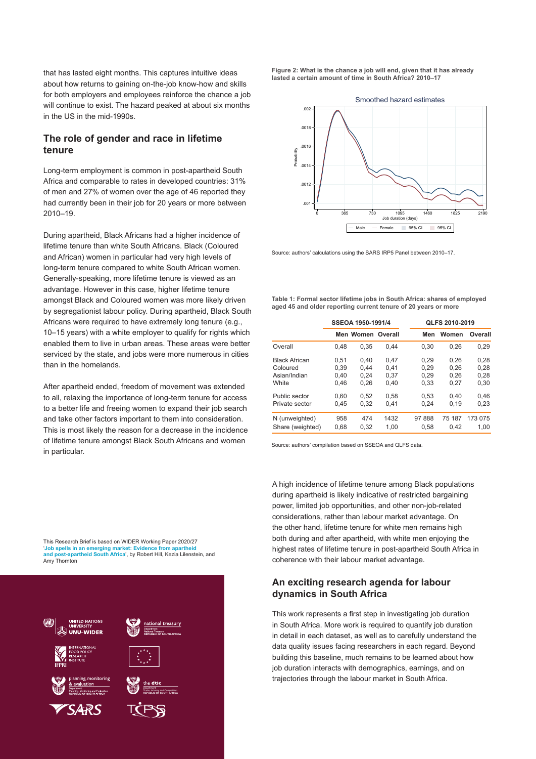that has lasted eight months. This captures intuitive ideas about how returns to gaining on-the-job know-how and skills for both employers and employees reinforce the chance a job will continue to exist. The hazard peaked at about six months in the US in the mid-1990s.

## The role of gender and race in lifetime tenure

Long-term employment is common in post-apartheid South Africa and comparable to rates in developed countries: 31% of men and 27% of women over the age of 46 reported they had currently been in their job for 20 years or more between 2010–19.

During apartheid, Black Africans had a higher incidence of lifetime tenure than white South Africans. Black (Coloured and African) women in particular had very high levels of long-term tenure compared to white South African women. Generally-speaking, more lifetime tenure is viewed as an advantage. However in this case, higher lifetime tenure amongst Black and Coloured women was more likely driven by segregationist labour policy. During apartheid, Black South Africans were required to have extremely long tenure (e.g., 10–15 years) with a white employer to qualify for rights which enabled them to live in urban areas. These areas were better serviced by the state, and jobs were more numerous in cities than in the homelands.

After apartheid ended, freedom of movement was extended to all, relaxing the importance of long-term tenure for access to a better life and freeing women to expand their job search and take other factors important to them into consideration. This is most likely the reason for a decrease in the incidence of lifetime tenure amongst Black South Africans and women in particular.

**Figure 2: What is the chance a job will end, given that it has already lasted a certain amount of time in South Africa? 2010–17**

Smoothed hazard estimates

Probability

.002
.0018
.0016
.0014
.0012
.001

0 365 730 1095 1460 1825 2190

Job duration (days)

Male — Female — 95% CI — 95% CI

Source: authors' calculations using the SARS IRP5 Panel between 2010–17.

**Table 1: Formal sector lifetime jobs in South Africa: shares of employed aged 45 and older reporting current tenure of 20 years or more**

| | SSEOA 1950-1991/4 | | | QLFS 2010-2019 | | |
|---|---|---|---|---|---|---|
| | Men | Women | Overall | Men | Women | Overall |
| Overall | 0,48 | 0,35 | 0,44 | 0,30 | 0,26 | 0,29 |
| Black African | 0,51 | 0,40 | 0,47 | 0,29 | 0,26 | 0,28 |
| Coloured | 0,39 | 0,44 | 0,41 | 0,29 | 0,26 | 0,28 |
| Asian/Indian | 0,40 | 0,24 | 0,37 | 0,29 | 0,26 | 0,28 |
| White | 0,46 | 0,26 | 0,40 | 0,33 | 0,27 | 0,30 |
| Public sector | 0,60 | 0,52 | 0,58 | 0,53 | 0,40 | 0,46 |
| Private sector | 0,45 | 0,32 | 0,41 | 0,24 | 0,19 | 0,23 |
| N (unweighted) | 958 | 474 | 1432 | 97 888 | 75 187 | 173 075 |
| Share (weighted) | 0,68 | 0,32 | 1,00 | 0,58 | 0,42 | 1,00 |

Source: authors' compilation based on SSEOA and QLFS data.

A high incidence of lifetime tenure among Black populations during apartheid is likely indicative of restricted bargaining power, limited job opportunities, and other non-job-related considerations, rather than labour market advantage. On the other hand, lifetime tenure for white men remains high both during and after apartheid, with white men enjoying the highest rates of lifetime tenure in post-apartheid South Africa in coherence with their labour market advantage.

## An exciting research agenda for labour dynamics in South Africa

This work represents a first step in investigating job duration in South Africa. More work is required to quantify job duration in detail in each dataset, as well as to carefully understand the data quality issues facing researchers in each regard. Beyond building this baseline, much remains to be learned about how job duration interacts with demographics, earnings, and on trajectories through the labour market in South Africa.

This Research Brief is based on WIDER Working Paper 2020/27 '**Job spells in an emerging market: Evidence from apartheid and post-apartheid South Africa**', by Robert Hill, Kezia Lilenstein, and Amy Thornton